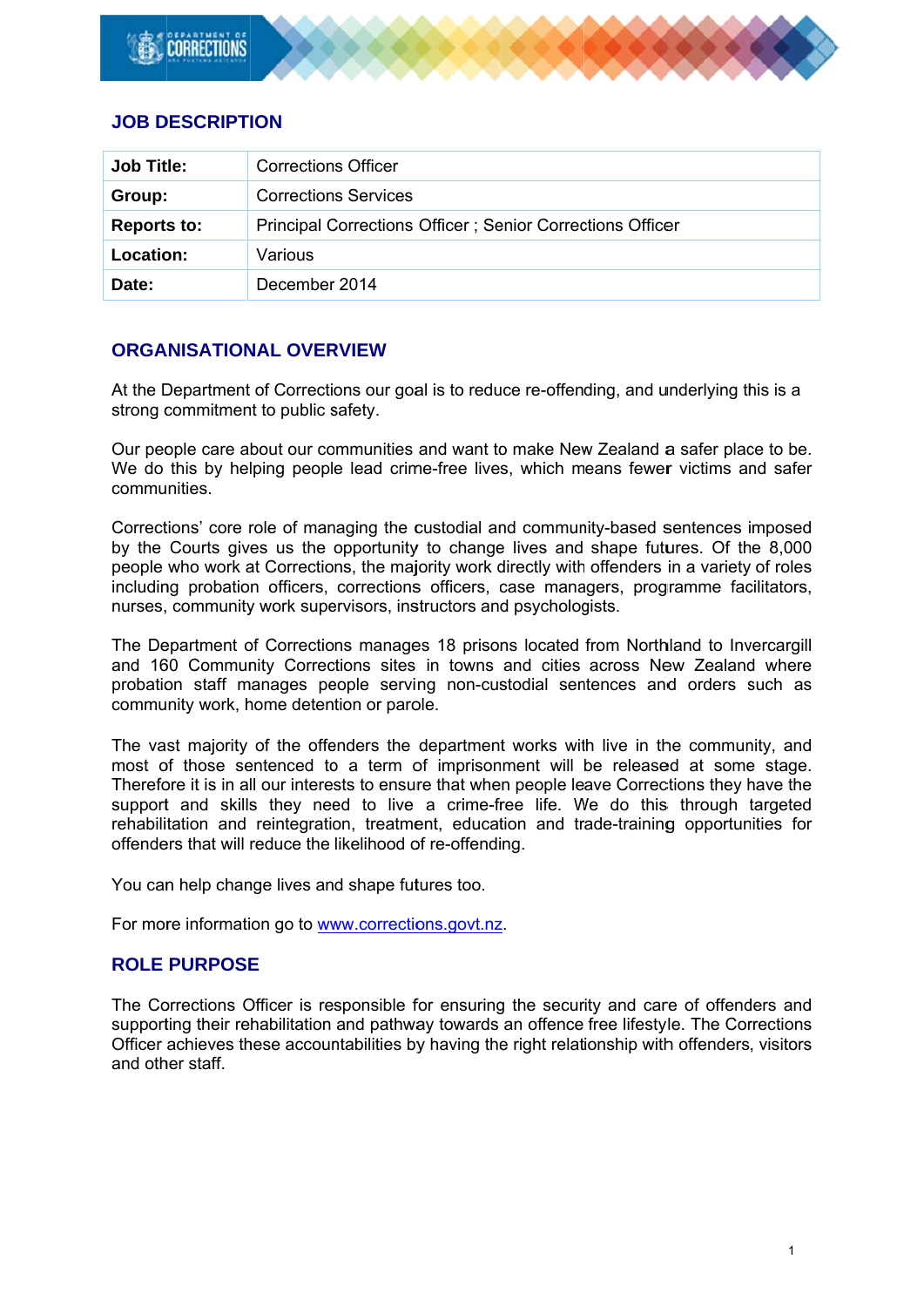## JOB DESCRIPTION

| Job Title: | Corrections Officer |
|---|---|
| Group: | Corrections Services |
| Reports to: | Principal Corrections Officer ; Senior Corrections Officer |
| Location: | Various |
| Date: | December 2014 |

## ORGANISATIONAL OVERVIEW

At the Department of Corrections our goal is to reduce re-offending, and underlying this is a strong commitment to public safety.

Our people care about our communities and want to make New Zealand a safer place to be. We do this by helping people lead crime-free lives, which means fewer victims and safer communities.

Corrections' core role of managing the custodial and community-based sentences imposed by the Courts gives us the opportunity to change lives and shape futures. Of the 8,000 people who work at Corrections, the majority work directly with offenders in a variety of roles including probation officers, corrections officers, case managers, programme facilitators, nurses, community work supervisors, instructors and psychologists.

The Department of Corrections manages 18 prisons located from Northland to Invercargill and 160 Community Corrections sites in towns and cities across New Zealand where probation staff manages people serving non-custodial sentences and orders such as community work, home detention or parole.

The vast majority of the offenders the department works with live in the community, and most of those sentenced to a term of imprisonment will be released at some stage. Therefore it is in all our interests to ensure that when people leave Corrections they have the support and skills they need to live a crime-free life. We do this through targeted rehabilitation and reintegration, treatment, education and trade-training opportunities for offenders that will reduce the likelihood of re-offending.

You can help change lives and shape futures too.

For more information go to www.corrections.govt.nz.

## ROLE PURPOSE

The Corrections Officer is responsible for ensuring the security and care of offenders and supporting their rehabilitation and pathway towards an offence free lifestyle. The Corrections Officer achieves these accountabilities by having the right relationship with offenders, visitors and other staff.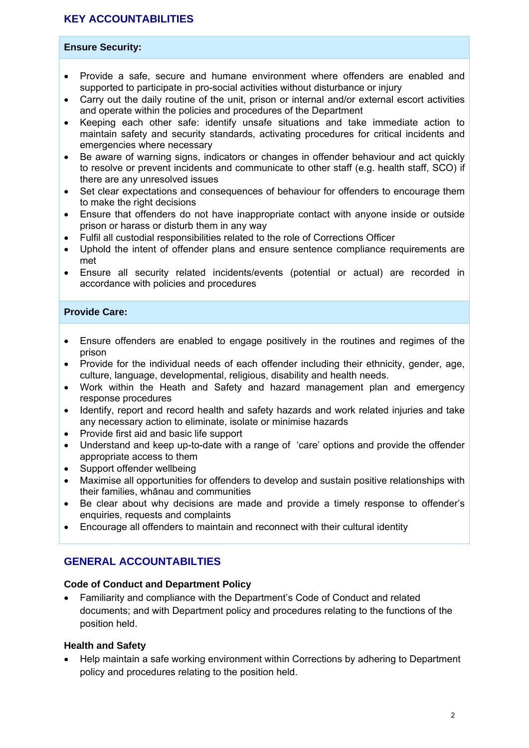## KEY ACCOUNTABILITIES

### Ensure Security:

- Provide a safe, secure and humane environment where offenders are enabled and supported to participate in pro-social activities without disturbance or injury
- Carry out the daily routine of the unit, prison or internal and/or external escort activities and operate within the policies and procedures of the Department
- Keeping each other safe: identify unsafe situations and take immediate action to maintain safety and security standards, activating procedures for critical incidents and emergencies where necessary
- Be aware of warning signs, indicators or changes in offender behaviour and act quickly to resolve or prevent incidents and communicate to other staff (e.g. health staff, SCO) if there are any unresolved issues
- Set clear expectations and consequences of behaviour for offenders to encourage them to make the right decisions
- Ensure that offenders do not have inappropriate contact with anyone inside or outside prison or harass or disturb them in any way
- Fulfil all custodial responsibilities related to the role of Corrections Officer
- Uphold the intent of offender plans and ensure sentence compliance requirements are met
- Ensure all security related incidents/events (potential or actual) are recorded in accordance with policies and procedures

### Provide Care:

- Ensure offenders are enabled to engage positively in the routines and regimes of the prison
- Provide for the individual needs of each offender including their ethnicity, gender, age, culture, language, developmental, religious, disability and health needs.
- Work within the Heath and Safety and hazard management plan and emergency response procedures
- Identify, report and record health and safety hazards and work related injuries and take any necessary action to eliminate, isolate or minimise hazards
- Provide first aid and basic life support
- Understand and keep up-to-date with a range of 'care' options and provide the offender appropriate access to them
- Support offender wellbeing
- Maximise all opportunities for offenders to develop and sustain positive relationships with their families, whānau and communities
- Be clear about why decisions are made and provide a timely response to offender's enquiries, requests and complaints
- Encourage all offenders to maintain and reconnect with their cultural identity

## GENERAL ACCOUNTABILTIES

### Code of Conduct and Department Policy

- Familiarity and compliance with the Department's Code of Conduct and related documents; and with Department policy and procedures relating to the functions of the position held.

### Health and Safety

- Help maintain a safe working environment within Corrections by adhering to Department policy and procedures relating to the position held.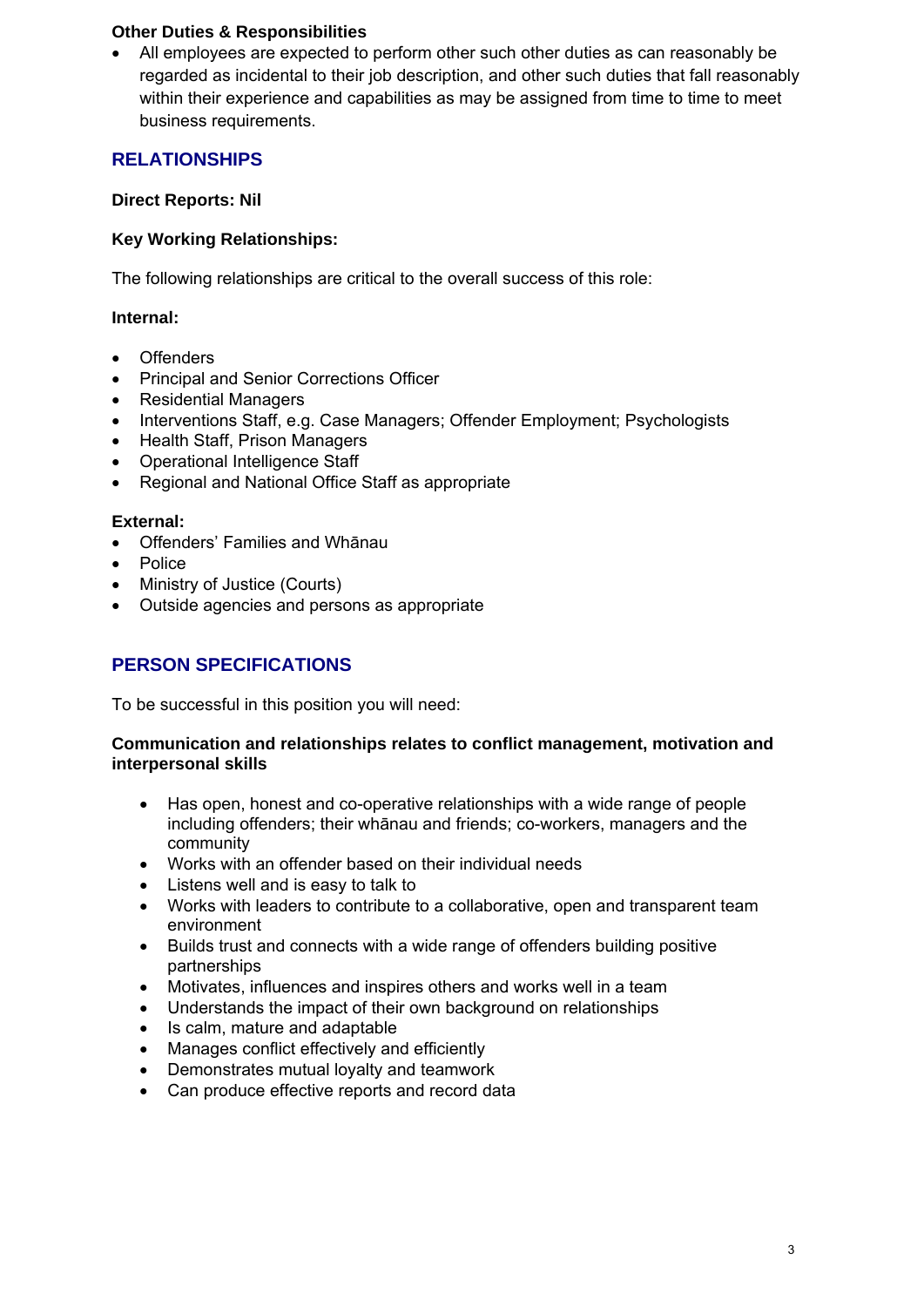**Other Duties & Responsibilities**

- All employees are expected to perform other such other duties as can reasonably be regarded as incidental to their job description, and other such duties that fall reasonably within their experience and capabilities as may be assigned from time to time to meet business requirements.

## RELATIONSHIPS

**Direct Reports: Nil**

**Key Working Relationships:**

The following relationships are critical to the overall success of this role:

**Internal:**

- Offenders
- Principal and Senior Corrections Officer
- Residential Managers
- Interventions Staff, e.g. Case Managers; Offender Employment; Psychologists
- Health Staff, Prison Managers
- Operational Intelligence Staff
- Regional and National Office Staff as appropriate

**External:**

- Offenders' Families and Whānau
- Police
- Ministry of Justice (Courts)
- Outside agencies and persons as appropriate

## PERSON SPECIFICATIONS

To be successful in this position you will need:

**Communication and relationships relates to conflict management, motivation and interpersonal skills**

- Has open, honest and co-operative relationships with a wide range of people including offenders; their whānau and friends; co-workers, managers and the community
- Works with an offender based on their individual needs
- Listens well and is easy to talk to
- Works with leaders to contribute to a collaborative, open and transparent team environment
- Builds trust and connects with a wide range of offenders building positive partnerships
- Motivates, influences and inspires others and works well in a team
- Understands the impact of their own background on relationships
- Is calm, mature and adaptable
- Manages conflict effectively and efficiently
- Demonstrates mutual loyalty and teamwork
- Can produce effective reports and record data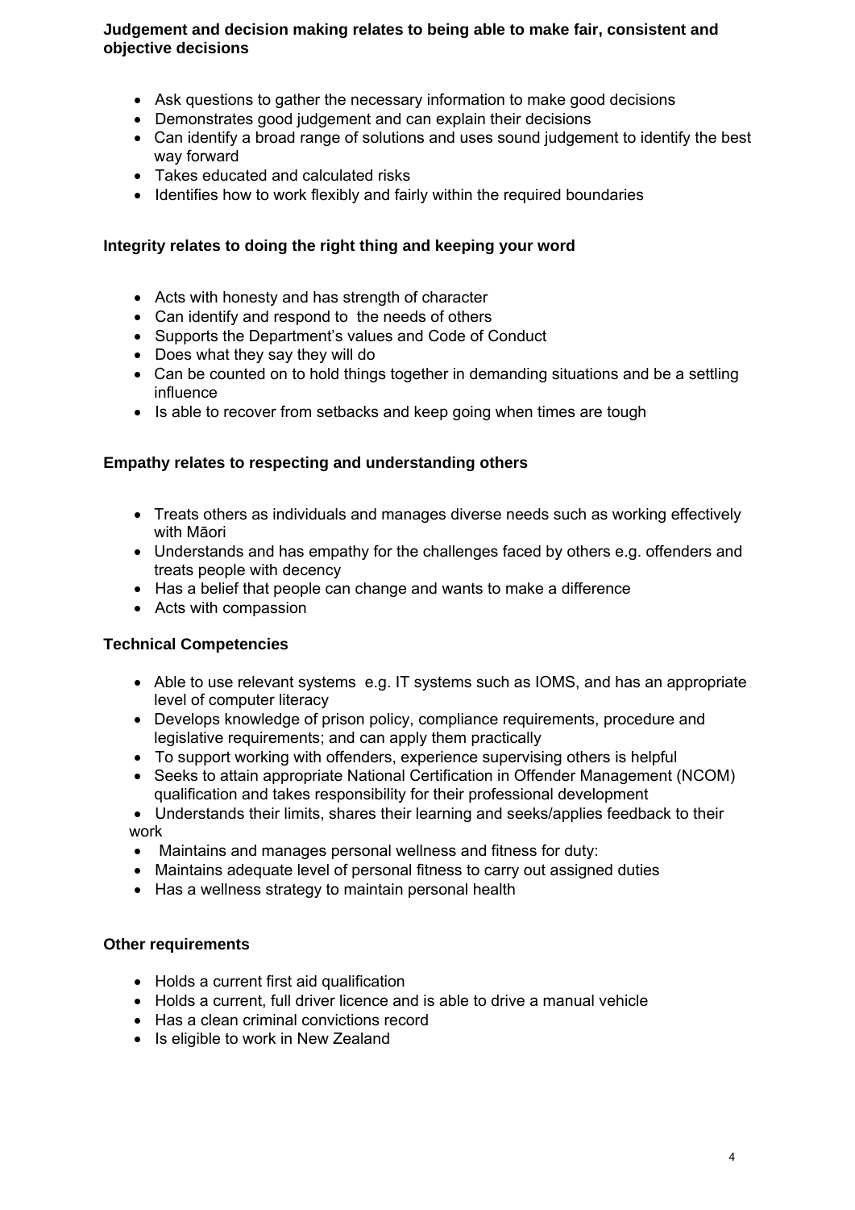**Judgement and decision making relates to being able to make fair, consistent and objective decisions**

- Ask questions to gather the necessary information to make good decisions
- Demonstrates good judgement and can explain their decisions
- Can identify a broad range of solutions and uses sound judgement to identify the best way forward
- Takes educated and calculated risks
- Identifies how to work flexibly and fairly within the required boundaries

**Integrity relates to doing the right thing and keeping your word**

- Acts with honesty and has strength of character
- Can identify and respond to the needs of others
- Supports the Department's values and Code of Conduct
- Does what they say they will do
- Can be counted on to hold things together in demanding situations and be a settling influence
- Is able to recover from setbacks and keep going when times are tough

**Empathy relates to respecting and understanding others**

- Treats others as individuals and manages diverse needs such as working effectively with Māori
- Understands and has empathy for the challenges faced by others e.g. offenders and treats people with decency
- Has a belief that people can change and wants to make a difference
- Acts with compassion

**Technical Competencies**

- Able to use relevant systems e.g. IT systems such as IOMS, and has an appropriate level of computer literacy
- Develops knowledge of prison policy, compliance requirements, procedure and legislative requirements; and can apply them practically
- To support working with offenders, experience supervising others is helpful
- Seeks to attain appropriate National Certification in Offender Management (NCOM) qualification and takes responsibility for their professional development
- Understands their limits, shares their learning and seeks/applies feedback to their work
- Maintains and manages personal wellness and fitness for duty:
- Maintains adequate level of personal fitness to carry out assigned duties
- Has a wellness strategy to maintain personal health

**Other requirements**

- Holds a current first aid qualification
- Holds a current, full driver licence and is able to drive a manual vehicle
- Has a clean criminal convictions record
- Is eligible to work in New Zealand